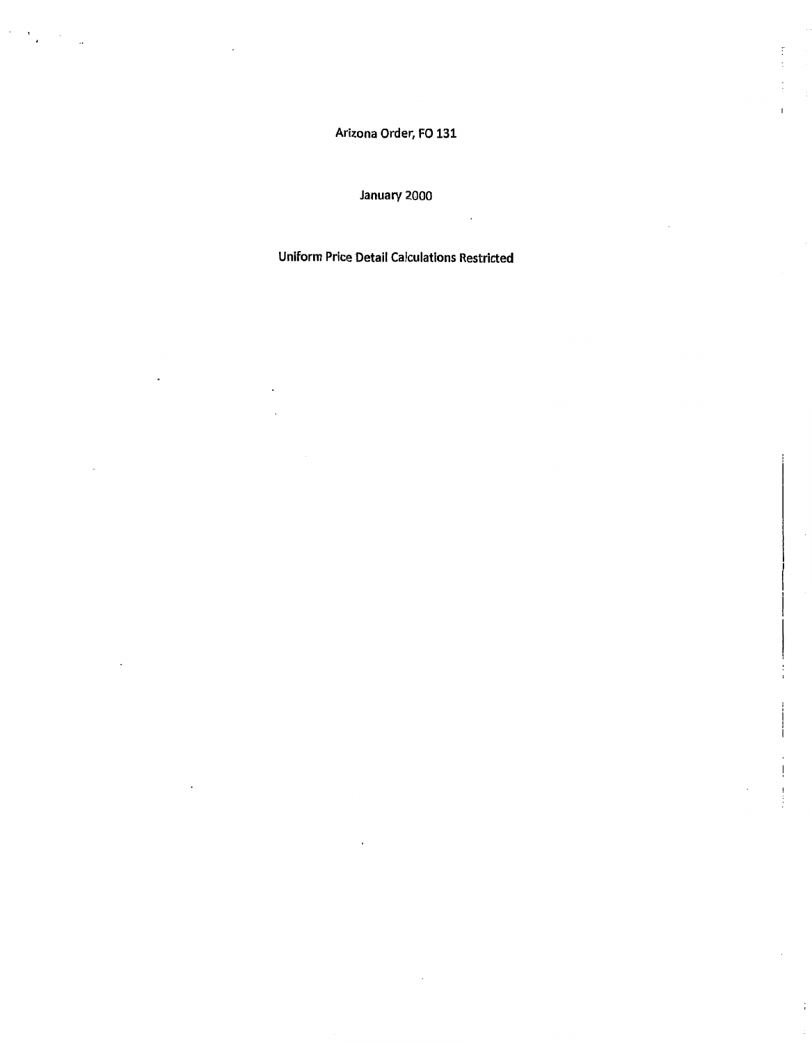Arizona Order, FO 131

January 2000

Uniform Price Detail Calculations Restricted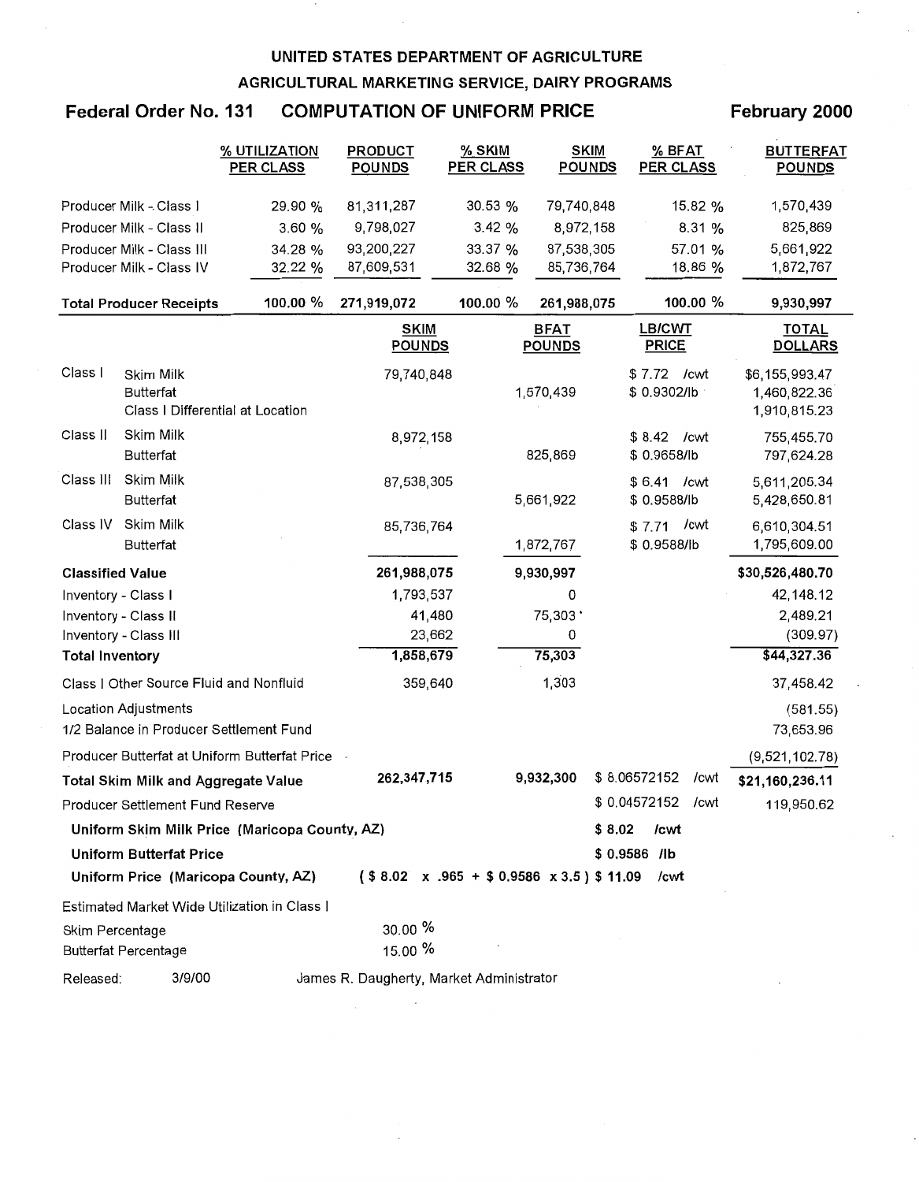**UNITED STATES DEPARTMENT OF AGRICULTURE**

**AGRICULTURAL MARKETING SERVICE, DAIRY PROGRAMS**

## Federal Order No. 131 COMPUTATION OF UNIFORM PRICE February 2000

| | % UTILIZATION PER CLASS | PRODUCT POUNDS | % SKIM PER CLASS | SKIM POUNDS | % BFAT PER CLASS | BUTTERFAT POUNDS |
|---|---|---|---|---|---|---|
| Producer Milk - Class I | 29.90 % | 81,311,287 | 30.53 % | 79,740,848 | 15.82 % | 1,570,439 |
| Producer Milk - Class II | 3.60 % | 9,798,027 | 3.42 % | 8,972,158 | 8.31 % | 825,869 |
| Producer Milk - Class III | 34.28 % | 93,200,227 | 33.37 % | 87,538,305 | 57.01 % | 5,661,922 |
| Producer Milk - Class IV | 32.22 % | 87,609,531 | 32.68 % | 85,736,764 | 18.86 % | 1,872,767 |
| **Total Producer Receipts** | 100.00 % | **271,919,072** | 100.00 % | **261,988,075** | 100.00 % | **9,930,997** |

| | | SKIM POUNDS | BFAT POUNDS | LB/CWT PRICE | TOTAL DOLLARS |
|---|---|---|---|---|---|
| Class I | Skim Milk | 79,740,848 | | $ 7.72 /cwt | $6,155,993.47 |
| | Butterfat | | 1,570,439 | $ 0.9302/lb | 1,460,822.36 |
| | Class I Differential at Location | | | | 1,910,815.23 |
| Class II | Skim Milk | 8,972,158 | | $ 8.42 /cwt | 755,455.70 |
| | Butterfat | | 825,869 | $ 0.9658/lb | 797,624.28 |
| Class III | Skim Milk | 87,538,305 | | $ 6.41 /cwt | 5,611,205.34 |
| | Butterfat | | 5,661,922 | $ 0.9588/lb | 5,428,650.81 |
| Class IV | Skim Milk | 85,736,764 | | $ 7.71 /cwt | 6,610,304.51 |
| | Butterfat | | 1,872,767 | $ 0.9588/lb | 1,795,609.00 |
| **Classified Value** | | **261,988,075** | **9,930,997** | | **$30,526,480.70** |
| Inventory - Class I | | 1,793,537 | 0 | | 42,148.12 |
| Inventory - Class II | | 41,480 | 75,303 | | 2,489.21 |
| Inventory - Class III | | 23,662 | 0 | | (309.97) |
| **Total Inventory** | | **1,858,679** | **75,303** | | **$44,327.36** |
| Class I Other Source Fluid and Nonfluid | | 359,640 | 1,303 | | 37,458.42 |
| Location Adjustments | | | | | (581.55) |
| 1/2 Balance in Producer Settlement Fund | | | | | 73,653.96 |
| Producer Butterfat at Uniform Butterfat Price | | | | | (9,521,102.78) |
| **Total Skim Milk and Aggregate Value** | | **262,347,715** | **9,932,300** | $ 8.06572152 /cwt | **$21,160,236.11** |
| Producer Settlement Fund Reserve | | | | $ 0.04572152 /cwt | 119,950.62 |
| **Uniform Skim Milk Price (Maricopa County, AZ)** | | | | **$ 8.02 /cwt** | |
| **Uniform Butterfat Price** | | | | **$ 0.9586 /lb** | |
| **Uniform Price (Maricopa County, AZ)** | | **( $ 8.02 x .965 + $ 0.9586 x 3.5 )** | | **$ 11.09 /cwt** | |

Estimated Market Wide Utilization in Class I

| | |
|---|---|
| Skim Percentage | 30.00 % |
| Butterfat Percentage | 15.00 % |

Released: 3/9/00 James R. Daugherty, Market Administrator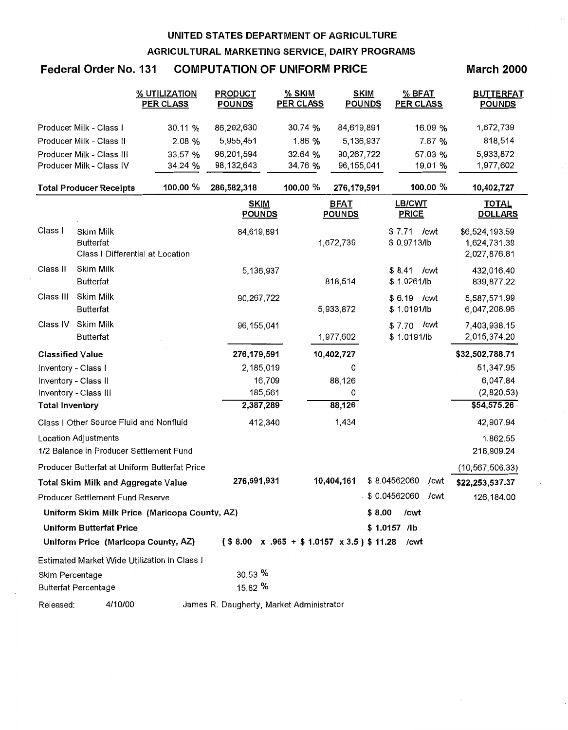# UNITED STATES DEPARTMENT OF AGRICULTURE

## AGRICULTURAL MARKETING SERVICE, DAIRY PROGRAMS

### Federal Order No. 131 COMPUTATION OF UNIFORM PRICE March 2000

| | % UTILIZATION PER CLASS | PRODUCT POUNDS | % SKIM PER CLASS | SKIM POUNDS | % BFAT PER CLASS | BUTTERFAT POUNDS |
|---|---|---|---|---|---|---|
| Producer Milk - Class I | 30.11 % | 86,292,630 | 30.74 % | 84,619,891 | 16.09 % | 1,672,739 |
| Producer Milk - Class II | 2.08 % | 5,955,451 | 1.86 % | 5,136,937 | 7.87 % | 818,514 |
| Producer Milk - Class III | 33.57 % | 96,201,594 | 32.64 % | 90,267,722 | 57.03 % | 5,933,872 |
| Producer Milk - Class IV | 34.24 % | 98,132,643 | 34.76 % | 96,155,041 | 19.01 % | 1,977,602 |
| **Total Producer Receipts** | 100.00 % | 286,582,318 | 100.00 % | 276,179,591 | 100.00 % | 10,402,727 |

| | | SKIM POUNDS | BFAT POUNDS | LB/CWT PRICE | TOTAL DOLLARS |
|---|---|---|---|---|---|
| Class I | Skim Milk | 84,619,891 | | $ 7.71 /cwt | $6,524,193.59 |
| | Butterfat | | 1,672,739 | $ 0.9713/lb | 1,624,731.39 |
| | Class I Differential at Location | | | | 2,027,876.81 |
| Class II | Skim Milk | 5,136,937 | | $ 8.41 /cwt | 432,016.40 |
| | Butterfat | | 818,514 | $ 1.0261/lb | 839,877.22 |
| Class III | Skim Milk | 90,267,722 | | $ 6.19 /cwt | 5,587,571.99 |
| | Butterfat | | 5,933,872 | $ 1.0191/lb | 6,047,208.96 |
| Class IV | Skim Milk | 96,155,041 | | $ 7.70 /cwt | 7,403,938.15 |
| | Butterfat | | 1,977,602 | $ 1.0191/lb | 2,015,374.20 |
| **Classified Value** | | 276,179,591 | 10,402,727 | | $32,502,788.71 |
| Inventory - Class I | | 2,185,019 | 0 | | 51,347.95 |
| Inventory - Class II | | 16,709 | 88,126 | | 6,047.84 |
| Inventory - Class III | | 185,561 | 0 | | (2,820.53) |
| **Total Inventory** | | 2,387,289 | 88,126 | | $54,575.26 |
| Class I Other Source Fluid and Nonfluid | | 412,340 | 1,434 | | 42,907.94 |
| Location Adjustments | | | | | 1,862.55 |
| 1/2 Balance in Producer Settlement Fund | | | | | 218,909.24 |
| Producer Butterfat at Uniform Butterfat Price | | | | | (10,567,506.33) |
| **Total Skim Milk and Aggregate Value** | | 276,591,931 | 10,404,161 | $ 8.04562060 /cwt | $22,253,537.37 |
| Producer Settlement Fund Reserve | | | | $ 0.04562060 /cwt | 126,184.00 |

**Uniform Skim Milk Price (Maricopa County, AZ)** **$ 8.00 /cwt**

**Uniform Butterfat Price** **$ 1.0157 /lb**

**Uniform Price (Maricopa County, AZ)** **( $ 8.00 x .965 + $ 1.0157 x 3.5 ) $ 11.28 /cwt**

Estimated Market Wide Utilization in Class I

| | |
|---|---|
| Skim Percentage | 30.53 % |
| Butterfat Percentage | 15.82 % |

Released: 4/10/00 James R. Daugherty, Market Administrator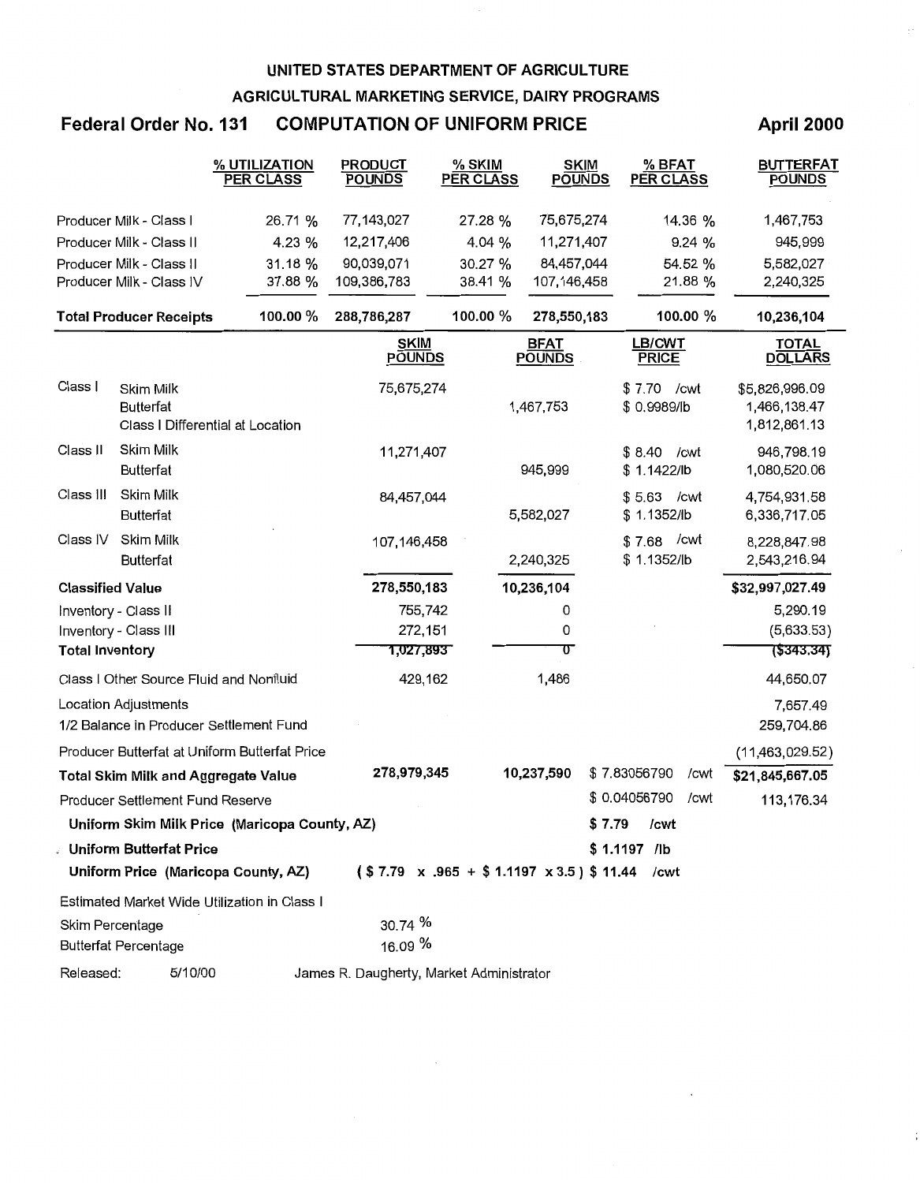# UNITED STATES DEPARTMENT OF AGRICULTURE

## AGRICULTURAL MARKETING SERVICE, DAIRY PROGRAMS

## Federal Order No. 131 COMPUTATION OF UNIFORM PRICE — April 2000

| | % UTILIZATION PER CLASS | PRODUCT POUNDS | % SKIM PER CLASS | SKIM POUNDS | % BFAT PER CLASS | BUTTERFAT POUNDS |
|---|---|---|---|---|---|---|
| Producer Milk - Class I | 26.71 % | 77,143,027 | 27.28 % | 75,675,274 | 14.36 % | 1,467,753 |
| Producer Milk - Class II | 4.23 % | 12,217,406 | 4.04 % | 11,271,407 | 9.24 % | 945,999 |
| Producer Milk - Class II | 31.18 % | 90,039,071 | 30.27 % | 84,457,044 | 54.52 % | 5,582,027 |
| Producer Milk - Class IV | 37.88 % | 109,386,783 | 38.41 % | 107,146,458 | 21.88 % | 2,240,325 |
| **Total Producer Receipts** | 100.00 % | 288,786,287 | 100.00 % | 278,550,183 | 100.00 % | 10,236,104 |

| | | SKIM POUNDS | BFAT POUNDS | LB/CWT PRICE | TOTAL DOLLARS |
|---|---|---|---|---|---|
| Class I | Skim Milk | 75,675,274 | | $ 7.70 /cwt | $5,826,996.09 |
| | Butterfat | | 1,467,753 | $ 0.9989/lb | 1,466,138.47 |
| | Class I Differential at Location | | | | 1,812,861.13 |
| Class II | Skim Milk | 11,271,407 | | $ 8.40 /cwt | 946,798.19 |
| | Butterfat | | 945,999 | $ 1.1422/lb | 1,080,520.06 |
| Class III | Skim Milk | 84,457,044 | | $ 5.63 /cwt | 4,754,931.58 |
| | Butterfat | | 5,582,027 | $ 1.1352/lb | 6,336,717.05 |
| Class IV | Skim Milk | 107,146,458 | | $ 7.68 /cwt | 8,228,847.98 |
| | Butterfat | | 2,240,325 | $ 1.1352/lb | 2,543,216.94 |
| **Classified Value** | | 278,550,183 | 10,236,104 | | $32,997,027.49 |
| Inventory - Class II | | 755,742 | 0 | | 5,290.19 |
| Inventory - Class III | | 272,151 | 0 | | (5,633.53) |
| **Total Inventory** | | 1,027,893 | 0 | | ($343.34) |
| Class I Other Source Fluid and Nonfluid | | 429,162 | 1,486 | | 44,650.07 |
| Location Adjustments | | | | | 7,657.49 |
| 1/2 Balance in Producer Settlement Fund | | | | | 259,704.86 |
| Producer Butterfat at Uniform Butterfat Price | | | | | (11,463,029.52) |
| **Total Skim Milk and Aggregate Value** | | 278,979,345 | 10,237,590 | $ 7.83056790 /cwt | $21,845,667.05 |
| Producer Settlement Fund Reserve | | | | $ 0.04056790 /cwt | 113,176.34 |
| **Uniform Skim Milk Price (Maricopa County, AZ)** | | | | $ 7.79 /cwt | |
| **Uniform Butterfat Price** | | | | $ 1.1197 /lb | |
| **Uniform Price (Maricopa County, AZ)** | | ( $ 7.79 x .965 + $ 1.1197 x 3.5 ) | | $ 11.44 /cwt | |

Estimated Market Wide Utilization in Class I

| | |
|---|---|
| Skim Percentage | 30.74 % |
| Butterfat Percentage | 16.09 % |

Released: 5/10/00 — James R. Daugherty, Market Administrator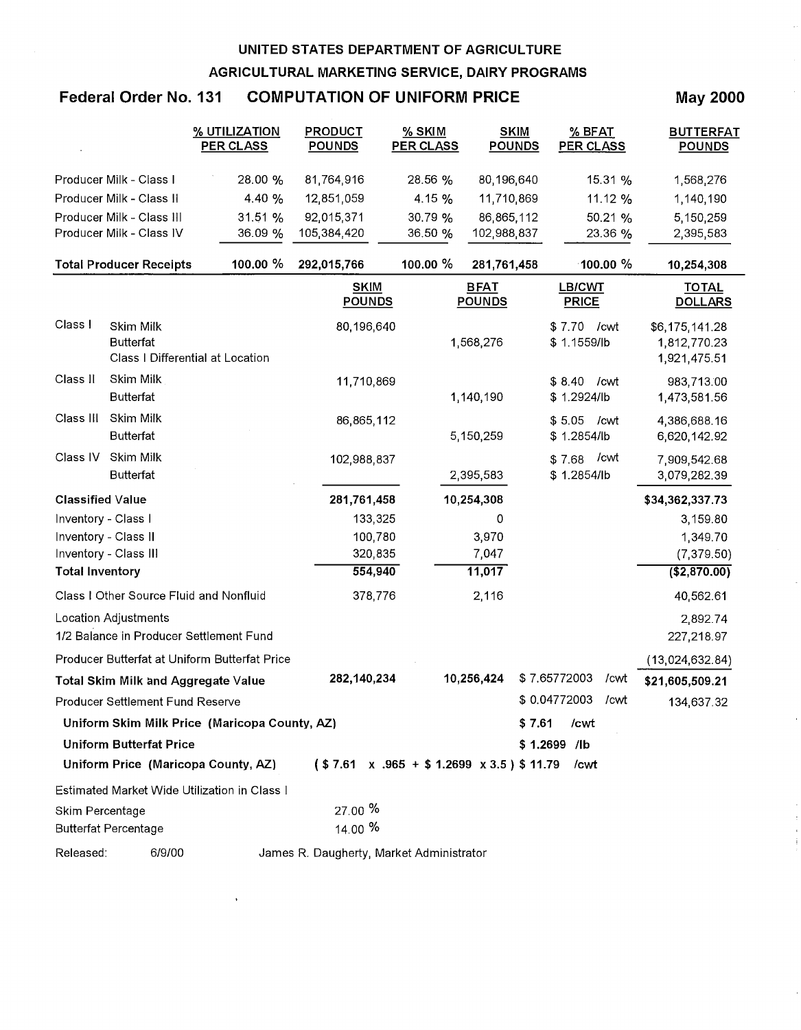# UNITED STATES DEPARTMENT OF AGRICULTURE

## AGRICULTURAL MARKETING SERVICE, DAIRY PROGRAMS

### Federal Order No. 131 COMPUTATION OF UNIFORM PRICE May 2000

| | % UTILIZATION PER CLASS | PRODUCT POUNDS | % SKIM PER CLASS | SKIM POUNDS | % BFAT PER CLASS | BUTTERFAT POUNDS |
|---|---|---|---|---|---|---|
| Producer Milk - Class I | 28.00 % | 81,764,916 | 28.56 % | 80,196,640 | 15.31 % | 1,568,276 |
| Producer Milk - Class II | 4.40 % | 12,851,059 | 4.15 % | 11,710,869 | 11.12 % | 1,140,190 |
| Producer Milk - Class III | 31.51 % | 92,015,371 | 30.79 % | 86,865,112 | 50.21 % | 5,150,259 |
| Producer Milk - Class IV | 36.09 % | 105,384,420 | 36.50 % | 102,988,837 | 23.36 % | 2,395,583 |
| **Total Producer Receipts** | **100.00 %** | **292,015,766** | **100.00 %** | **281,761,458** | **100.00 %** | **10,254,308** |

| | | SKIM POUNDS | BFAT POUNDS | LB/CWT PRICE | TOTAL DOLLARS |
|---|---|---|---|---|---|
| Class I | Skim Milk | 80,196,640 | | $ 7.70 /cwt | $6,175,141.28 |
| | Butterfat | | 1,568,276 | $ 1.1559/lb | 1,812,770.23 |
| | Class I Differential at Location | | | | 1,921,475.51 |
| Class II | Skim Milk | 11,710,869 | | $ 8.40 /cwt | 983,713.00 |
| | Butterfat | | 1,140,190 | $ 1.2924/lb | 1,473,581.56 |
| Class III | Skim Milk | 86,865,112 | | $ 5.05 /cwt | 4,386,688.16 |
| | Butterfat | | 5,150,259 | $ 1.2854/lb | 6,620,142.92 |
| Class IV | Skim Milk | 102,988,837 | | $ 7.68 /cwt | 7,909,542.68 |
| | Butterfat | | 2,395,583 | $ 1.2854/lb | 3,079,282.39 |
| **Classified Value** | | **281,761,458** | **10,254,308** | | **$34,362,337.73** |
| Inventory - Class I | | 133,325 | 0 | | 3,159.80 |
| Inventory - Class II | | 100,780 | 3,970 | | 1,349.70 |
| Inventory - Class III | | 320,835 | 7,047 | | (7,379.50) |
| **Total Inventory** | | **554,940** | **11,017** | | **($2,870.00)** |
| Class I Other Source Fluid and Nonfluid | | 378,776 | 2,116 | | 40,562.61 |
| Location Adjustments | | | | | 2,892.74 |
| 1/2 Balance in Producer Settlement Fund | | | | | 227,218.97 |
| Producer Butterfat at Uniform Butterfat Price | | | | | (13,024,632.84) |
| **Total Skim Milk and Aggregate Value** | | **282,140,234** | **10,256,424** | $ 7.65772003 /cwt | **$21,605,509.21** |
| Producer Settlement Fund Reserve | | | | $ 0.04772003 /cwt | 134,637.32 |
| **Uniform Skim Milk Price (Maricopa County, AZ)** | | | | **$ 7.61 /cwt** | |
| **Uniform Butterfat Price** | | | | **$ 1.2699 /lb** | |
| **Uniform Price (Maricopa County, AZ)** | | **( $ 7.61 x .965 + $ 1.2699 x 3.5 )** | | **$ 11.79 /cwt** | |

Estimated Market Wide Utilization in Class I

| | |
|---|---|
| Skim Percentage | 27.00 % |
| Butterfat Percentage | 14.00 % |

Released: 6/9/00 James R. Daugherty, Market Administrator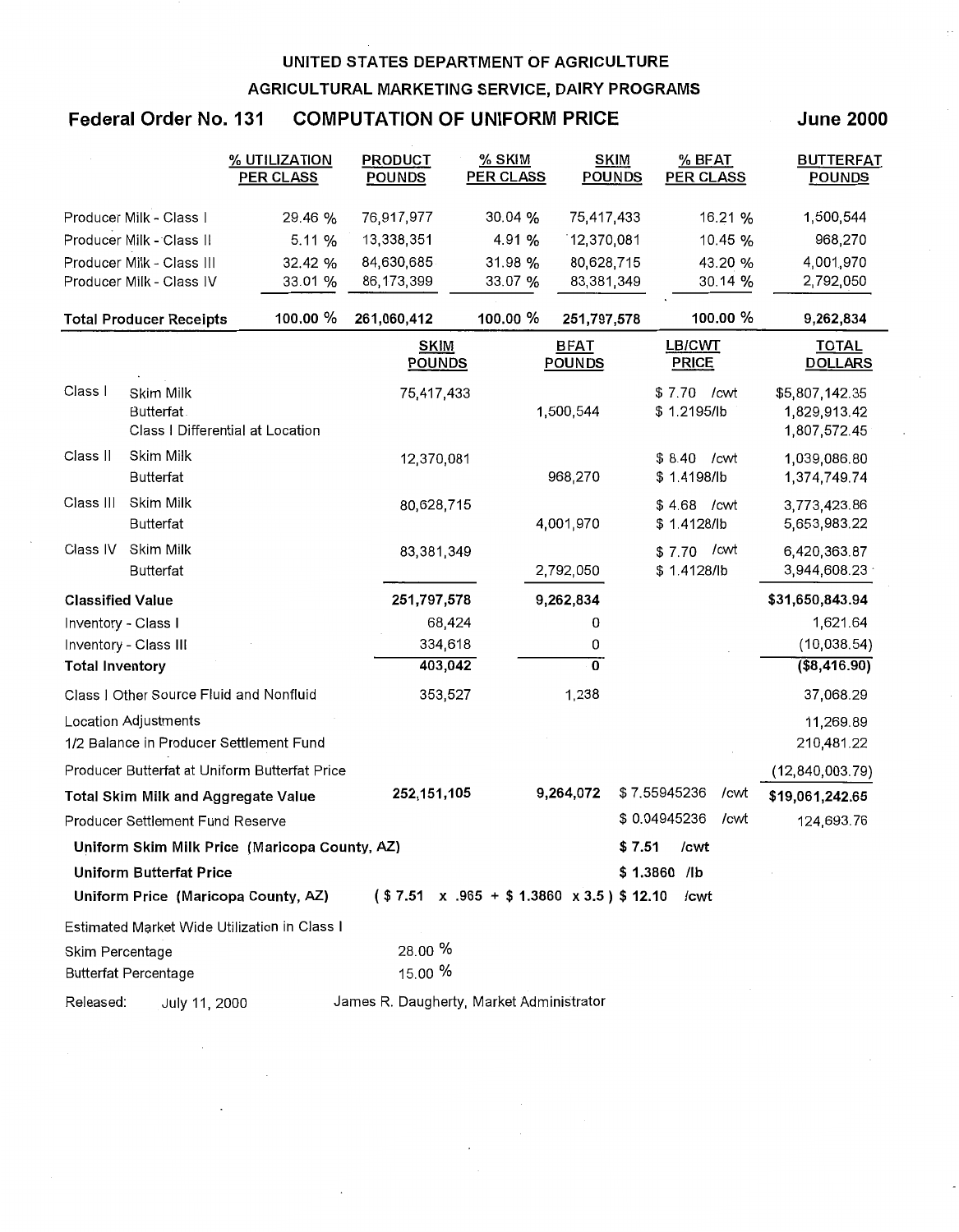UNITED STATES DEPARTMENT OF AGRICULTURE

AGRICULTURAL MARKETING SERVICE, DAIRY PROGRAMS

## Federal Order No. 131 COMPUTATION OF UNIFORM PRICE June 2000

| | % UTILIZATION PER CLASS | PRODUCT POUNDS | % SKIM PER CLASS | SKIM POUNDS | % BFAT PER CLASS | BUTTERFAT POUNDS |
|---|---|---|---|---|---|---|
| Producer Milk - Class I | 29.46 % | 76,917,977 | 30.04 % | 75,417,433 | 16.21 % | 1,500,544 |
| Producer Milk - Class II | 5.11 % | 13,338,351 | 4.91 % | 12,370,081 | 10.45 % | 968,270 |
| Producer Milk - Class III | 32.42 % | 84,630,685 | 31.98 % | 80,628,715 | 43.20 % | 4,001,970 |
| Producer Milk - Class IV | 33.01 % | 86,173,399 | 33.07 % | 83,381,349 | 30.14 % | 2,792,050 |
| **Total Producer Receipts** | 100.00 % | 261,060,412 | 100.00 % | 251,797,578 | 100.00 % | 9,262,834 |

| | | SKIM POUNDS | BFAT POUNDS | LB/CWT PRICE | TOTAL DOLLARS |
|---|---|---|---|---|---|
| Class I | Skim Milk | 75,417,433 | | $ 7.70 /cwt | $5,807,142.35 |
| | Butterfat | | 1,500,544 | $ 1.2195/lb | 1,829,913.42 |
| | Class I Differential at Location | | | | 1,807,572.45 |
| Class II | Skim Milk | 12,370,081 | | $ 8.40 /cwt | 1,039,086.80 |
| | Butterfat | | 968,270 | $ 1.4198/lb | 1,374,749.74 |
| Class III | Skim Milk | 80,628,715 | | $ 4.68 /cwt | 3,773,423.86 |
| | Butterfat | | 4,001,970 | $ 1.4128/lb | 5,653,983.22 |
| Class IV | Skim Milk | 83,381,349 | | $ 7.70 /cwt | 6,420,363.87 |
| | Butterfat | | 2,792,050 | $ 1.4128/lb | 3,944,608.23 |
| **Classified Value** | | 251,797,578 | 9,262,834 | | $31,650,843.94 |
| Inventory - Class I | | 68,424 | 0 | | 1,621.64 |
| Inventory - Class III | | 334,618 | 0 | | (10,038.54) |
| **Total Inventory** | | 403,042 | 0 | | ($8,416.90) |
| Class I Other Source Fluid and Nonfluid | | 353,527 | 1,238 | | 37,068.29 |
| Location Adjustments | | | | | 11,269.89 |
| 1/2 Balance in Producer Settlement Fund | | | | | 210,481.22 |
| Producer Butterfat at Uniform Butterfat Price | | | | | (12,840,003.79) |
| **Total Skim Milk and Aggregate Value** | | 252,151,105 | 9,264,072 | $ 7.55945236 /cwt | $19,061,242.65 |
| Producer Settlement Fund Reserve | | | | $ 0.04945236 /cwt | 124,693.76 |

**Uniform Skim Milk Price (Maricopa County, AZ)** $ 7.51 /cwt

**Uniform Butterfat Price** $ 1.3860 /lb

**Uniform Price (Maricopa County, AZ)** ( $ 7.51 x .965 + $ 1.3860 x 3.5 ) $ 12.10 /cwt

Estimated Market Wide Utilization in Class I

Skim Percentage 28.00 %

Butterfat Percentage 15.00 %

Released: July 11, 2000 James R. Daugherty, Market Administrator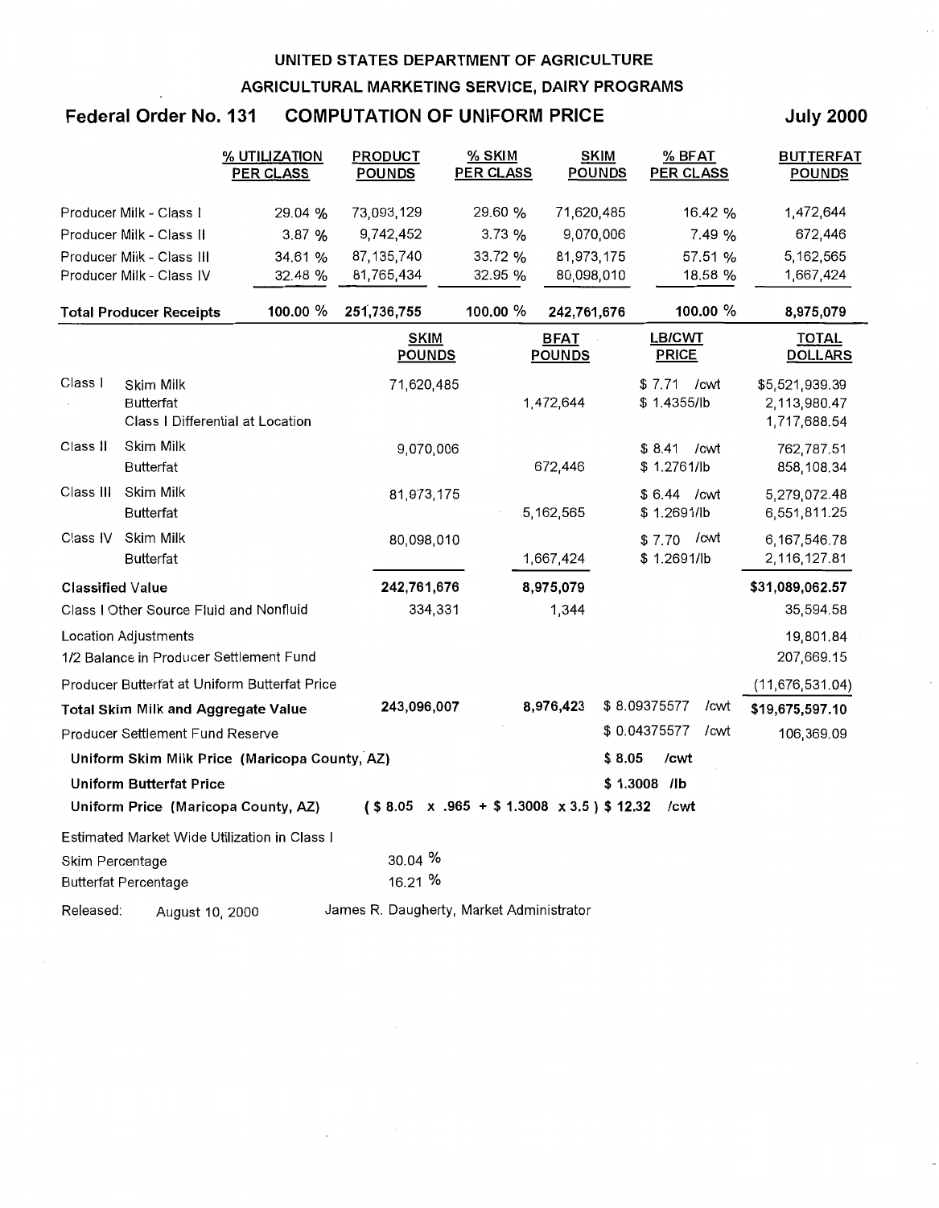UNITED STATES DEPARTMENT OF AGRICULTURE

AGRICULTURAL MARKETING SERVICE, DAIRY PROGRAMS

## Federal Order No. 131 COMPUTATION OF UNIFORM PRICE July 2000

| | % UTILIZATION PER CLASS | PRODUCT POUNDS | % SKIM PER CLASS | SKIM POUNDS | % BFAT PER CLASS | BUTTERFAT POUNDS |
|---|---|---|---|---|---|---|
| Producer Milk - Class I | 29.04 % | 73,093,129 | 29.60 % | 71,620,485 | 16.42 % | 1,472,644 |
| Producer Milk - Class II | 3.87 % | 9,742,452 | 3.73 % | 9,070,006 | 7.49 % | 672,446 |
| Producer Milk - Class III | 34.61 % | 87,135,740 | 33.72 % | 81,973,175 | 57.51 % | 5,162,565 |
| Producer Milk - Class IV | 32.48 % | 81,765,434 | 32.95 % | 80,098,010 | 18.58 % | 1,667,424 |
| **Total Producer Receipts** | **100.00 %** | **251,736,755** | **100.00 %** | **242,761,676** | **100.00 %** | **8,975,079** |

| | | SKIM POUNDS | BFAT POUNDS | LB/CWT PRICE | TOTAL DOLLARS |
|---|---|---|---|---|---|
| Class I | Skim Milk | 71,620,485 | | $ 7.71 /cwt | $5,521,939.39 |
| | Butterfat | | 1,472,644 | $ 1.4355/lb | 2,113,980.47 |
| | Class I Differential at Location | | | | 1,717,688.54 |
| Class II | Skim Milk | 9,070,006 | | $ 8.41 /cwt | 762,787.51 |
| | Butterfat | | 672,446 | $ 1.2761/lb | 858,108.34 |
| Class III | Skim Milk | 81,973,175 | | $ 6.44 /cwt | 5,279,072.48 |
| | Butterfat | | 5,162,565 | $ 1.2691/lb | 6,551,811.25 |
| Class IV | Skim Milk | 80,098,010 | | $ 7.70 /cwt | 6,167,546.78 |
| | Butterfat | | 1,667,424 | $ 1.2691/lb | 2,116,127.81 |
| **Classified Value** | | **242,761,676** | **8,975,079** | | **$31,089,062.57** |
| Class I Other Source Fluid and Nonfluid | | 334,331 | 1,344 | | 35,594.58 |
| Location Adjustments | | | | | 19,801.84 |
| 1/2 Balance in Producer Settlement Fund | | | | | 207,669.15 |
| Producer Butterfat at Uniform Butterfat Price | | | | | (11,676,531.04) |
| **Total Skim Milk and Aggregate Value** | | **243,096,007** | **8,976,423** | $ 8.09375577 /cwt | **$19,675,597.10** |
| Producer Settlement Fund Reserve | | | | $ 0.04375577 /cwt | 106,369.09 |
| **Uniform Skim Milk Price (Maricopa County, AZ)** | | | | **$ 8.05 /cwt** | |
| **Uniform Butterfat Price** | | | | **$ 1.3008 /lb** | |
| **Uniform Price (Maricopa County, AZ)** | | **( $ 8.05 x .965 + $ 1.3008 x 3.5 )** | | **$ 12.32 /cwt** | |

Estimated Market Wide Utilization in Class I

| | |
|---|---|
| Skim Percentage | 30.04 % |
| Butterfat Percentage | 16.21 % |

Released: August 10, 2000 James R. Daugherty, Market Administrator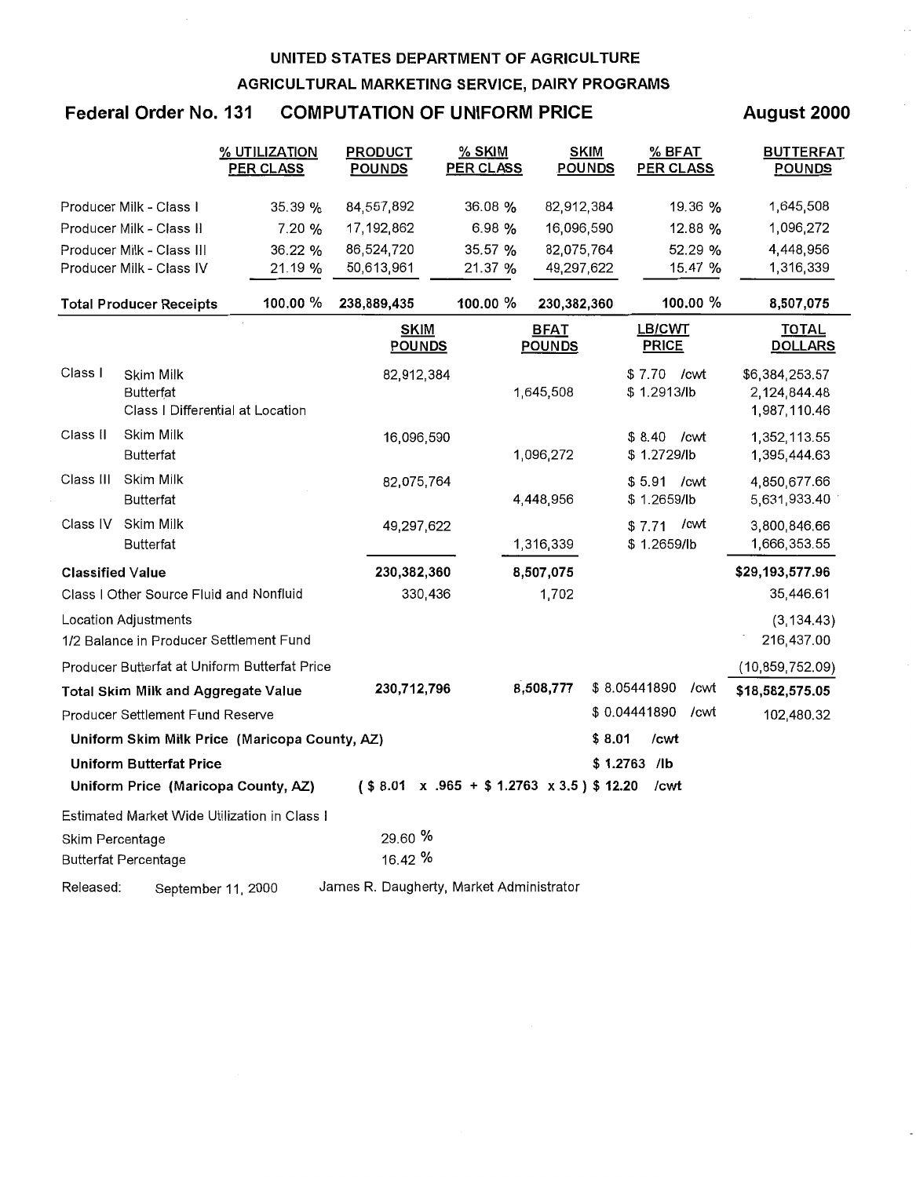**UNITED STATES DEPARTMENT OF AGRICULTURE**

**AGRICULTURAL MARKETING SERVICE, DAIRY PROGRAMS**

## Federal Order No. 131 COMPUTATION OF UNIFORM PRICE August 2000

| | % UTILIZATION PER CLASS | PRODUCT POUNDS | % SKIM PER CLASS | SKIM POUNDS | % BFAT PER CLASS | BUTTERFAT POUNDS |
|---|---|---|---|---|---|---|
| Producer Milk - Class I | 35.39 % | 84,557,892 | 36.08 % | 82,912,384 | 19.36 % | 1,645,508 |
| Producer Milk - Class II | 7.20 % | 17,192,862 | 6.98 % | 16,096,590 | 12.88 % | 1,096,272 |
| Producer Milk - Class III | 36.22 % | 86,524,720 | 35.57 % | 82,075,764 | 52.29 % | 4,448,956 |
| Producer Milk - Class IV | 21.19 % | 50,613,961 | 21.37 % | 49,297,622 | 15.47 % | 1,316,339 |
| **Total Producer Receipts** | 100.00 % | 238,889,435 | 100.00 % | 230,382,360 | 100.00 % | 8,507,075 |

| | | SKIM POUNDS | BFAT POUNDS | LB/CWT PRICE | TOTAL DOLLARS |
|---|---|---|---|---|---|
| Class I | Skim Milk | 82,912,384 | | \$ 7.70 /cwt | \$6,384,253.57 |
| | Butterfat | | 1,645,508 | \$ 1.2913/lb | 2,124,844.48 |
| | Class I Differential at Location | | | | 1,987,110.46 |
| Class II | Skim Milk | 16,096,590 | | \$ 8.40 /cwt | 1,352,113.55 |
| | Butterfat | | 1,096,272 | \$ 1.2729/lb | 1,395,444.63 |
| Class III | Skim Milk | 82,075,764 | | \$ 5.91 /cwt | 4,850,677.66 |
| | Butterfat | | 4,448,956 | \$ 1.2659/lb | 5,631,933.40 |
| Class IV | Skim Milk | 49,297,622 | | \$ 7.71 /cwt | 3,800,846.66 |
| | Butterfat | | 1,316,339 | \$ 1.2659/lb | 1,666,353.55 |
| **Classified Value** | | 230,382,360 | 8,507,075 | | \$29,193,577.96 |
| Class I Other Source Fluid and Nonfluid | | 330,436 | 1,702 | | 35,446.61 |
| Location Adjustments | | | | | (3,134.43) |
| 1/2 Balance in Producer Settlement Fund | | | | | 216,437.00 |
| Producer Butterfat at Uniform Butterfat Price | | | | | (10,859,752.09) |
| **Total Skim Milk and Aggregate Value** | | 230,712,796 | 8,508,777 | \$ 8.05441890 /cwt | \$18,582,575.05 |
| Producer Settlement Fund Reserve | | | | \$ 0.04441890 /cwt | 102,480.32 |
| **Uniform Skim Milk Price (Maricopa County, AZ)** | | | | \$ 8.01 /cwt | |
| **Uniform Butterfat Price** | | | | \$ 1.2763 /lb | |
| **Uniform Price (Maricopa County, AZ)** | | ( \$ 8.01 x .965 + \$ 1.2763 x 3.5 ) | | \$ 12.20 /cwt | |

Estimated Market Wide Utilization in Class I

| | |
|---|---|
| Skim Percentage | 29.60 % |
| Butterfat Percentage | 16.42 % |

Released: September 11, 2000 James R. Daugherty, Market Administrator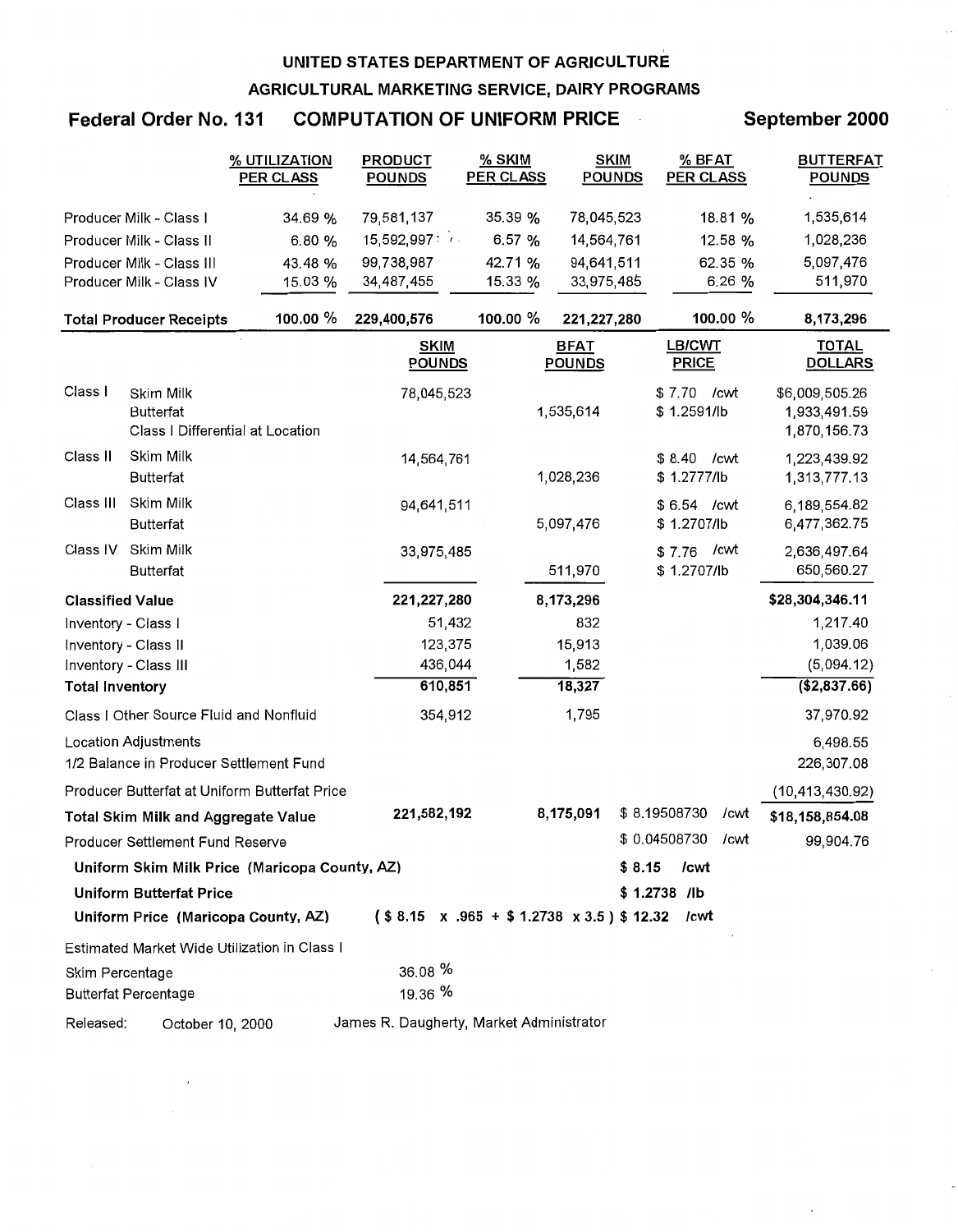UNITED STATES DEPARTMENT OF AGRICULTURE

AGRICULTURAL MARKETING SERVICE, DAIRY PROGRAMS

## Federal Order No. 131 COMPUTATION OF UNIFORM PRICE September 2000

| | % UTILIZATION PER CLASS | PRODUCT POUNDS | % SKIM PER CLASS | SKIM POUNDS | % BFAT PER CLASS | BUTTERFAT POUNDS |
|---|---|---|---|---|---|---|
| Producer Milk - Class I | 34.69 % | 79,581,137 | 35.39 % | 78,045,523 | 18.81 % | 1,535,614 |
| Producer Milk - Class II | 6.80 % | 15,592,997 | 6.57 % | 14,564,761 | 12.58 % | 1,028,236 |
| Producer Milk - Class III | 43.48 % | 99,738,987 | 42.71 % | 94,641,511 | 62.35 % | 5,097,476 |
| Producer Milk - Class IV | 15.03 % | 34,487,455 | 15.33 % | 33,975,485 | 6.26 % | 511,970 |
| **Total Producer Receipts** | 100.00 % | **229,400,576** | 100.00 % | **221,227,280** | 100.00 % | **8,173,296** |

| | | SKIM POUNDS | BFAT POUNDS | LB/CWT PRICE | TOTAL DOLLARS |
|---|---|---|---|---|---|
| Class I | Skim Milk | 78,045,523 | | $ 7.70 /cwt | $6,009,505.26 |
| | Butterfat | | 1,535,614 | $ 1.2591/lb | 1,933,491.59 |
| | Class I Differential at Location | | | | 1,870,156.73 |
| Class II | Skim Milk | 14,564,761 | | $ 8.40 /cwt | 1,223,439.92 |
| | Butterfat | | 1,028,236 | $ 1.2777/lb | 1,313,777.13 |
| Class III | Skim Milk | 94,641,511 | | $ 6.54 /cwt | 6,189,554.82 |
| | Butterfat | | 5,097,476 | $ 1.2707/lb | 6,477,362.75 |
| Class IV | Skim Milk | 33,975,485 | | $ 7.76 /cwt | 2,636,497.64 |
| | Butterfat | | 511,970 | $ 1.2707/lb | 650,560.27 |
| **Classified Value** | | **221,227,280** | **8,173,296** | | **$28,304,346.11** |
| Inventory - Class I | | 51,432 | 832 | | 1,217.40 |
| Inventory - Class II | | 123,375 | 15,913 | | 1,039.06 |
| Inventory - Class III | | 436,044 | 1,582 | | (5,094.12) |
| **Total Inventory** | | 610,851 | 18,327 | | **($2,837.66)** |
| Class I Other Source Fluid and Nonfluid | | 354,912 | 1,795 | | 37,970.92 |
| Location Adjustments | | | | | 6,498.55 |
| 1/2 Balance in Producer Settlement Fund | | | | | 226,307.08 |
| Producer Butterfat at Uniform Butterfat Price | | | | | (10,413,430.92) |
| **Total Skim Milk and Aggregate Value** | | 221,582,192 | 8,175,091 | $ 8.19508730 /cwt | **$18,158,854.08** |
| Producer Settlement Fund Reserve | | | | $ 0.04508730 /cwt | 99,904.76 |

**Uniform Skim Milk Price (Maricopa County, AZ)** **$ 8.15 /cwt**

**Uniform Butterfat Price** **$ 1.2738 /lb**

**Uniform Price (Maricopa County, AZ)** **( $ 8.15 x .965 + $ 1.2738 x 3.5 ) $ 12.32 /cwt**

Estimated Market Wide Utilization in Class I

Skim Percentage 36.08 %

Butterfat Percentage 19.36 %

Released: October 10, 2000 James R. Daugherty, Market Administrator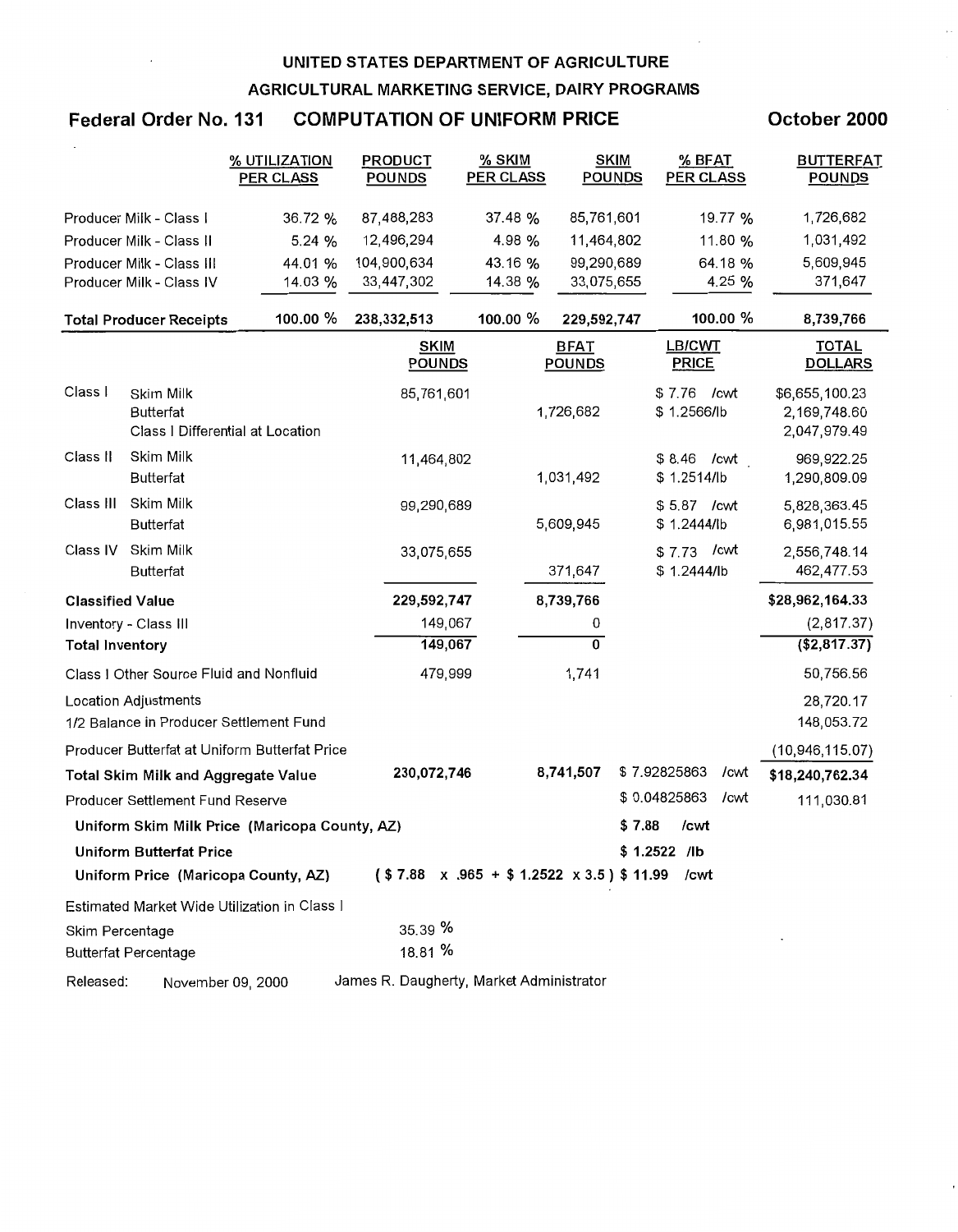# UNITED STATES DEPARTMENT OF AGRICULTURE

## AGRICULTURAL MARKETING SERVICE, DAIRY PROGRAMS

### Federal Order No. 131 COMPUTATION OF UNIFORM PRICE October 2000

| | % UTILIZATION PER CLASS | PRODUCT POUNDS | % SKIM PER CLASS | SKIM POUNDS | % BFAT PER CLASS | BUTTERFAT POUNDS |
|---|---|---|---|---|---|---|
| Producer Milk - Class I | 36.72 % | 87,488,283 | 37.48 % | 85,761,601 | 19.77 % | 1,726,682 |
| Producer Milk - Class II | 5.24 % | 12,496,294 | 4.98 % | 11,464,802 | 11.80 % | 1,031,492 |
| Producer Milk - Class III | 44.01 % | 104,900,634 | 43.16 % | 99,290,689 | 64.18 % | 5,609,945 |
| Producer Milk - Class IV | 14.03 % | 33,447,302 | 14.38 % | 33,075,655 | 4.25 % | 371,647 |
| **Total Producer Receipts** | **100.00 %** | **238,332,513** | **100.00 %** | **229,592,747** | **100.00 %** | **8,739,766** |

| | | SKIM POUNDS | BFAT POUNDS | LB/CWT PRICE | TOTAL DOLLARS |
|---|---|---|---|---|---|
| Class I | Skim Milk | 85,761,601 | | \$ 7.76 /cwt | \$6,655,100.23 |
| | Butterfat | | 1,726,682 | \$ 1.2566/lb | 2,169,748.60 |
| | Class I Differential at Location | | | | 2,047,979.49 |
| Class II | Skim Milk | 11,464,802 | | \$ 8.46 /cwt | 969,922.25 |
| | Butterfat | | 1,031,492 | \$ 1.2514/lb | 1,290,809.09 |
| Class III | Skim Milk | 99,290,689 | | \$ 5.87 /cwt | 5,828,363.45 |
| | Butterfat | | 5,609,945 | \$ 1.2444/lb | 6,981,015.55 |
| Class IV | Skim Milk | 33,075,655 | | \$ 7.73 /cwt | 2,556,748.14 |
| | Butterfat | | 371,647 | \$ 1.2444/lb | 462,477.53 |
| **Classified Value** | | **229,592,747** | **8,739,766** | | **\$28,962,164.33** |
| Inventory - Class III | | 149,067 | 0 | | (2,817.37) |
| **Total Inventory** | | **149,067** | **0** | | **(\$2,817.37)** |
| Class I Other Source Fluid and Nonfluid | | 479,999 | 1,741 | | 50,756.56 |
| Location Adjustments | | | | | 28,720.17 |
| 1/2 Balance in Producer Settlement Fund | | | | | 148,053.72 |
| Producer Butterfat at Uniform Butterfat Price | | | | | (10,946,115.07) |
| **Total Skim Milk and Aggregate Value** | | **230,072,746** | **8,741,507** | \$ 7.92825863 /cwt | **\$18,240,762.34** |
| Producer Settlement Fund Reserve | | | | \$ 0.04825863 /cwt | 111,030.81 |
| **Uniform Skim Milk Price (Maricopa County, AZ)** | | | | **\$ 7.88 /cwt** | |
| **Uniform Butterfat Price** | | | | **\$ 1.2522 /lb** | |
| **Uniform Price (Maricopa County, AZ)** | | **( \$ 7.88 x .965 + \$ 1.2522 x 3.5 )** | | **\$ 11.99 /cwt** | |

Estimated Market Wide Utilization in Class I

Skim Percentage 35.39 %

Butterfat Percentage 18.81 %

Released: November 09, 2000 James R. Daugherty, Market Administrator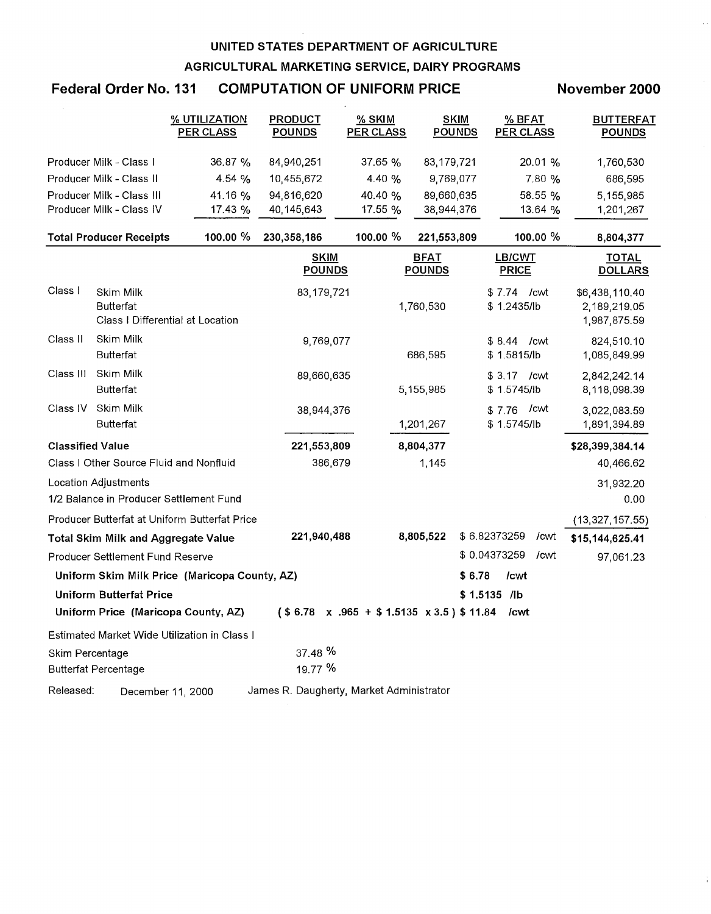# UNITED STATES DEPARTMENT OF AGRICULTURE

## AGRICULTURAL MARKETING SERVICE, DAIRY PROGRAMS

### Federal Order No. 131 COMPUTATION OF UNIFORM PRICE November 2000

| | % UTILIZATION PER CLASS | PRODUCT POUNDS | % SKIM PER CLASS | SKIM POUNDS | % BFAT PER CLASS | BUTTERFAT POUNDS |
|---|---|---|---|---|---|---|
| Producer Milk - Class I | 36.87 % | 84,940,251 | 37.65 % | 83,179,721 | 20.01 % | 1,760,530 |
| Producer Milk - Class II | 4.54 % | 10,455,672 | 4.40 % | 9,769,077 | 7.80 % | 686,595 |
| Producer Milk - Class III | 41.16 % | 94,816,620 | 40.40 % | 89,660,635 | 58.55 % | 5,155,985 |
| Producer Milk - Class IV | 17.43 % | 40,145,643 | 17.55 % | 38,944,376 | 13.64 % | 1,201,267 |
| **Total Producer Receipts** | **100.00 %** | **230,358,186** | **100.00 %** | **221,553,809** | **100.00 %** | **8,804,377** |

| | | SKIM POUNDS | BFAT POUNDS | LB/CWT PRICE | TOTAL DOLLARS |
|---|---|---|---|---|---|
| Class I | Skim Milk | 83,179,721 | | $ 7.74 /cwt | $6,438,110.40 |
| | Butterfat | | 1,760,530 | $ 1.2435/lb | 2,189,219.05 |
| | Class I Differential at Location | | | | 1,987,875.59 |
| Class II | Skim Milk | 9,769,077 | | $ 8.44 /cwt | 824,510.10 |
| | Butterfat | | 686,595 | $ 1.5815/lb | 1,085,849.99 |
| Class III | Skim Milk | 89,660,635 | | $ 3.17 /cwt | 2,842,242.14 |
| | Butterfat | | 5,155,985 | $ 1.5745/lb | 8,118,098.39 |
| Class IV | Skim Milk | 38,944,376 | | $ 7.76 /cwt | 3,022,083.59 |
| | Butterfat | | 1,201,267 | $ 1.5745/lb | 1,891,394.89 |
| **Classified Value** | | **221,553,809** | **8,804,377** | | **$28,399,384.14** |
| Class I Other Source Fluid and Nonfluid | | 386,679 | 1,145 | | 40,466.62 |
| Location Adjustments | | | | | 31,932.20 |
| 1/2 Balance in Producer Settlement Fund | | | | | 0.00 |
| Producer Butterfat at Uniform Butterfat Price | | | | | (13,327,157.55) |
| **Total Skim Milk and Aggregate Value** | | **221,940,488** | **8,805,522** | $ 6.82373259 /cwt | **$15,144,625.41** |
| Producer Settlement Fund Reserve | | | | $ 0.04373259 /cwt | 97,061.23 |

**Uniform Skim Milk Price (Maricopa County, AZ)** **$ 6.78 /cwt**

**Uniform Butterfat Price** **$ 1.5135 /lb**

**Uniform Price (Maricopa County, AZ)** **( $ 6.78 x .965 + $ 1.5135 x 3.5 ) $ 11.84 /cwt**

Estimated Market Wide Utilization in Class I

Skim Percentage 37.48 %

Butterfat Percentage 19.77 %

Released: December 11, 2000 James R. Daugherty, Market Administrator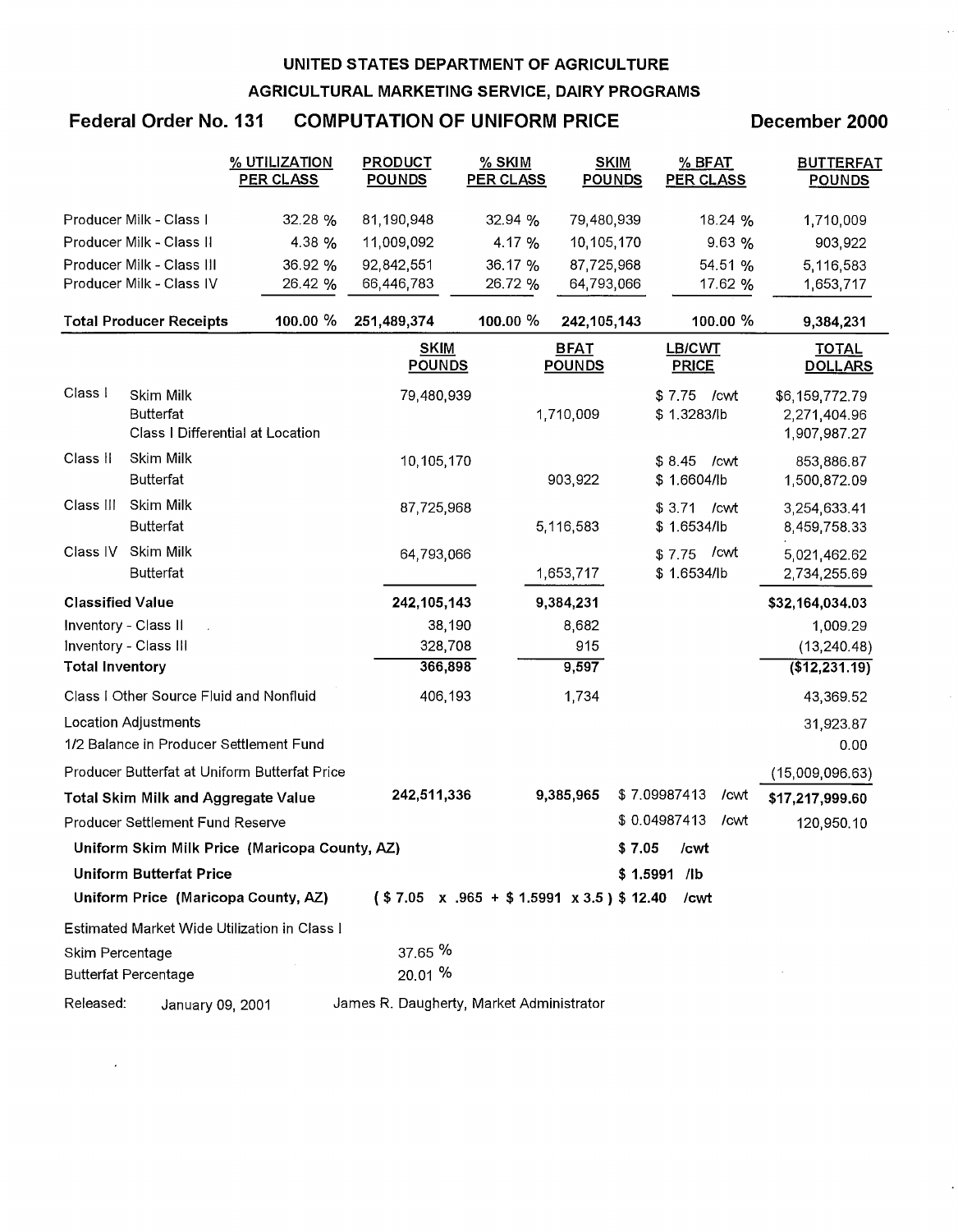# UNITED STATES DEPARTMENT OF AGRICULTURE

## AGRICULTURAL MARKETING SERVICE, DAIRY PROGRAMS

**Federal Order No. 131 — COMPUTATION OF UNIFORM PRICE — December 2000**

| | % UTILIZATION PER CLASS | PRODUCT POUNDS | % SKIM PER CLASS | SKIM POUNDS | % BFAT PER CLASS | BUTTERFAT POUNDS |
|---|---|---|---|---|---|---|
| Producer Milk - Class I | 32.28 % | 81,190,948 | 32.94 % | 79,480,939 | 18.24 % | 1,710,009 |
| Producer Milk - Class II | 4.38 % | 11,009,092 | 4.17 % | 10,105,170 | 9.63 % | 903,922 |
| Producer Milk - Class III | 36.92 % | 92,842,551 | 36.17 % | 87,725,968 | 54.51 % | 5,116,583 |
| Producer Milk - Class IV | 26.42 % | 66,446,783 | 26.72 % | 64,793,066 | 17.62 % | 1,653,717 |
| **Total Producer Receipts** | **100.00 %** | **251,489,374** | **100.00 %** | **242,105,143** | **100.00 %** | **9,384,231** |

| | | SKIM POUNDS | BFAT POUNDS | LB/CWT PRICE | TOTAL DOLLARS |
|---|---|---|---|---|---|
| Class I | Skim Milk | 79,480,939 | | $ 7.75 /cwt | $6,159,772.79 |
| | Butterfat | | 1,710,009 | $ 1.3283/lb | 2,271,404.96 |
| | Class I Differential at Location | | | | 1,907,987.27 |
| Class II | Skim Milk | 10,105,170 | | $ 8.45 /cwt | 853,886.87 |
| | Butterfat | | 903,922 | $ 1.6604/lb | 1,500,872.09 |
| Class III | Skim Milk | 87,725,968 | | $ 3.71 /cwt | 3,254,633.41 |
| | Butterfat | | 5,116,583 | $ 1.6534/lb | 8,459,758.33 |
| Class IV | Skim Milk | 64,793,066 | | $ 7.75 /cwt | 5,021,462.62 |
| | Butterfat | | 1,653,717 | $ 1.6534/lb | 2,734,255.69 |
| **Classified Value** | | **242,105,143** | **9,384,231** | | **$32,164,034.03** |
| Inventory - Class II | | 38,190 | 8,682 | | 1,009.29 |
| Inventory - Class III | | 328,708 | 915 | | (13,240.48) |
| **Total Inventory** | | **366,898** | **9,597** | | **($12,231.19)** |
| Class I Other Source Fluid and Nonfluid | | 406,193 | 1,734 | | 43,369.52 |
| Location Adjustments | | | | | 31,923.87 |
| 1/2 Balance in Producer Settlement Fund | | | | | 0.00 |
| Producer Butterfat at Uniform Butterfat Price | | | | | (15,009,096.63) |
| **Total Skim Milk and Aggregate Value** | | **242,511,336** | **9,385,965** | $ 7.09987413 /cwt | **$17,217,999.60** |
| Producer Settlement Fund Reserve | | | | $ 0.04987413 /cwt | 120,950.10 |
| **Uniform Skim Milk Price (Maricopa County, AZ)** | | | | **$ 7.05 /cwt** | |
| **Uniform Butterfat Price** | | | | **$ 1.5991 /lb** | |
| **Uniform Price (Maricopa County, AZ)** | | **( $ 7.05 x .965 + $ 1.5991 x 3.5 )** | | **$ 12.40 /cwt** | |

Estimated Market Wide Utilization in Class I

Skim Percentage: 37.65 %

Butterfat Percentage: 20.01 %

Released: January 09, 2001 — James R. Daugherty, Market Administrator